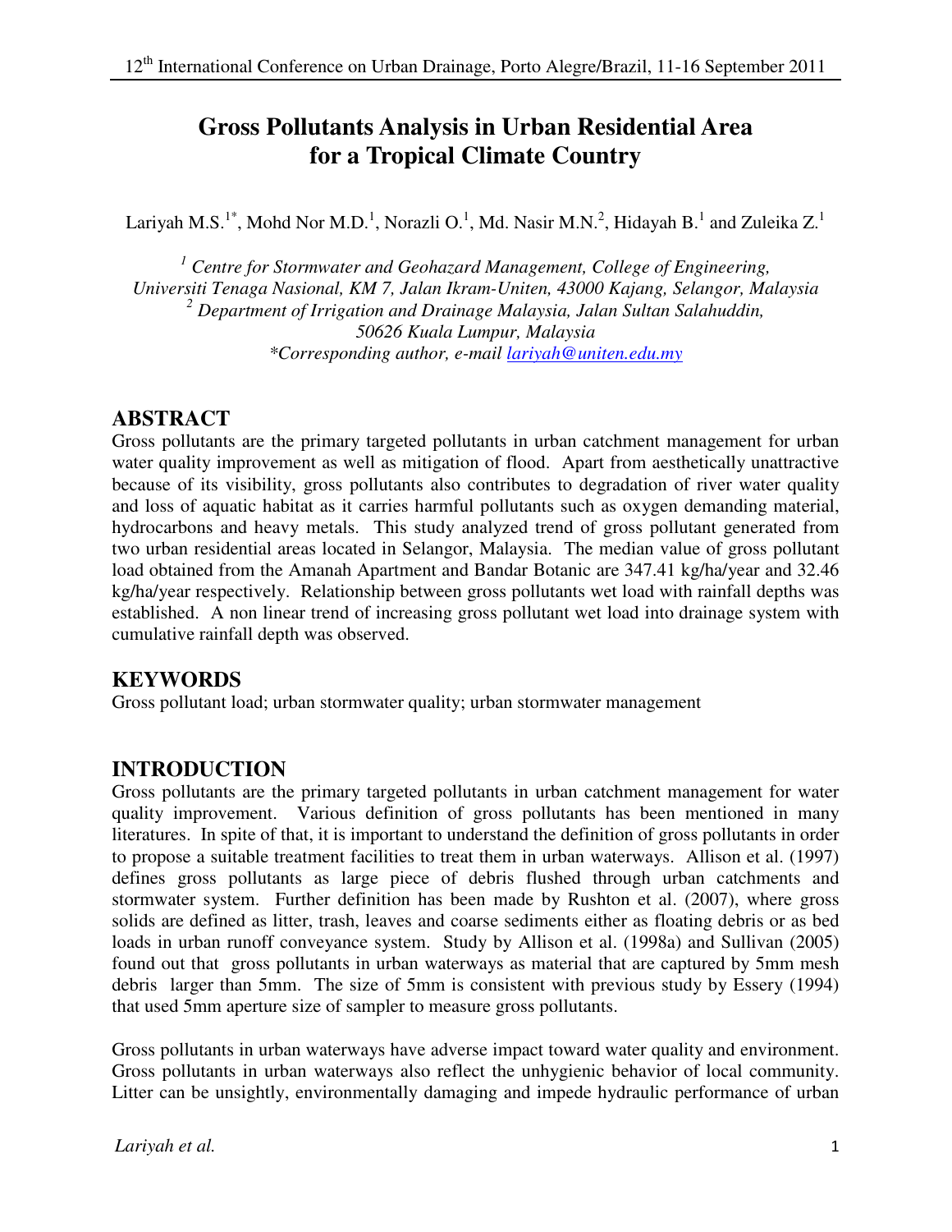# Gross Pollutants Analysis in Urban Residential Area for a Tropical Climate Country

Lariyah M.S.[1*], Mohd Nor M.D.[1], Norazli O.[1], Md. Nasir M.N.[2], Hidayah B.[1] and Zuleika Z.[1]

[1] *Centre for Stormwater and Geohazard Management, College of Engineering, Universiti Tenaga Nasional, KM 7, Jalan Ikram-Uniten, 43000 Kajang, Selangor, Malaysia*
[2] *Department of Irrigation and Drainage Malaysia, Jalan Sultan Salahuddin, 50626 Kuala Lumpur, Malaysia*
*\*Corresponding author, e-mail lariyah@uniten.edu.my*

## ABSTRACT

Gross pollutants are the primary targeted pollutants in urban catchment management for urban water quality improvement as well as mitigation of flood. Apart from aesthetically unattractive because of its visibility, gross pollutants also contributes to degradation of river water quality and loss of aquatic habitat as it carries harmful pollutants such as oxygen demanding material, hydrocarbons and heavy metals. This study analyzed trend of gross pollutant generated from two urban residential areas located in Selangor, Malaysia. The median value of gross pollutant load obtained from the Amanah Apartment and Bandar Botanic are 347.41 kg/ha/year and 32.46 kg/ha/year respectively. Relationship between gross pollutants wet load with rainfall depths was established. A non linear trend of increasing gross pollutant wet load into drainage system with cumulative rainfall depth was observed.

## KEYWORDS

Gross pollutant load; urban stormwater quality; urban stormwater management

## INTRODUCTION

Gross pollutants are the primary targeted pollutants in urban catchment management for water quality improvement. Various definition of gross pollutants has been mentioned in many literatures. In spite of that, it is important to understand the definition of gross pollutants in order to propose a suitable treatment facilities to treat them in urban waterways. Allison et al. (1997) defines gross pollutants as large piece of debris flushed through urban catchments and stormwater system. Further definition has been made by Rushton et al. (2007), where gross solids are defined as litter, trash, leaves and coarse sediments either as floating debris or as bed loads in urban runoff conveyance system. Study by Allison et al. (1998a) and Sullivan (2005) found out that gross pollutants in urban waterways as material that are captured by 5mm mesh debris larger than 5mm. The size of 5mm is consistent with previous study by Essery (1994) that used 5mm aperture size of sampler to measure gross pollutants.

Gross pollutants in urban waterways have adverse impact toward water quality and environment. Gross pollutants in urban waterways also reflect the unhygienic behavior of local community. Litter can be unsightly, environmentally damaging and impede hydraulic performance of urban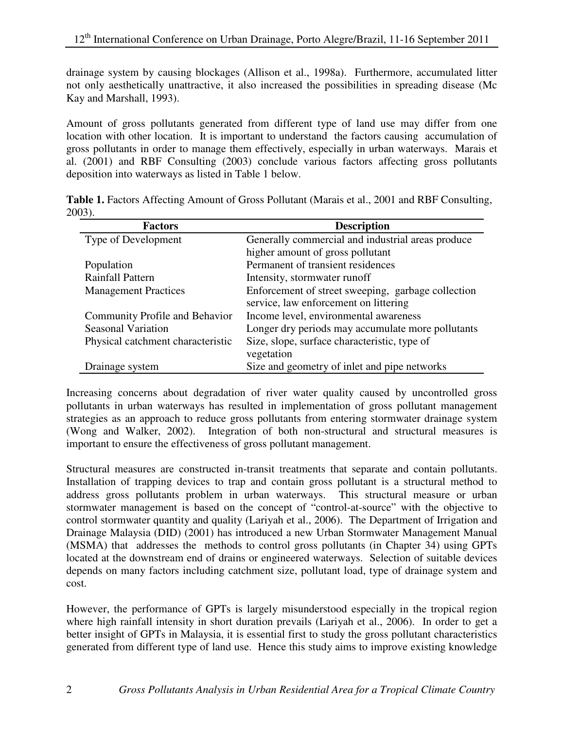drainage system by causing blockages (Allison et al., 1998a). Furthermore, accumulated litter not only aesthetically unattractive, it also increased the possibilities in spreading disease (Mc Kay and Marshall, 1993).

Amount of gross pollutants generated from different type of land use may differ from one location with other location. It is important to understand the factors causing accumulation of gross pollutants in order to manage them effectively, especially in urban waterways. Marais et al. (2001) and RBF Consulting (2003) conclude various factors affecting gross pollutants deposition into waterways as listed in Table 1 below.

**Table 1.** Factors Affecting Amount of Gross Pollutant (Marais et al., 2001 and RBF Consulting, 2003).

| Factors | Description |
|---|---|
| Type of Development | Generally commercial and industrial areas produce higher amount of gross pollutant |
| Population | Permanent of transient residences |
| Rainfall Pattern | Intensity, stormwater runoff |
| Management Practices | Enforcement of street sweeping, garbage collection service, law enforcement on littering |
| Community Profile and Behavior | Income level, environmental awareness |
| Seasonal Variation | Longer dry periods may accumulate more pollutants |
| Physical catchment characteristic | Size, slope, surface characteristic, type of vegetation |
| Drainage system | Size and geometry of inlet and pipe networks |

Increasing concerns about degradation of river water quality caused by uncontrolled gross pollutants in urban waterways has resulted in implementation of gross pollutant management strategies as an approach to reduce gross pollutants from entering stormwater drainage system (Wong and Walker, 2002). Integration of both non-structural and structural measures is important to ensure the effectiveness of gross pollutant management.

Structural measures are constructed in-transit treatments that separate and contain pollutants. Installation of trapping devices to trap and contain gross pollutant is a structural method to address gross pollutants problem in urban waterways. This structural measure or urban stormwater management is based on the concept of "control-at-source" with the objective to control stormwater quantity and quality (Lariyah et al., 2006). The Department of Irrigation and Drainage Malaysia (DID) (2001) has introduced a new Urban Stormwater Management Manual (MSMA) that addresses the methods to control gross pollutants (in Chapter 34) using GPTs located at the downstream end of drains or engineered waterways. Selection of suitable devices depends on many factors including catchment size, pollutant load, type of drainage system and cost.

However, the performance of GPTs is largely misunderstood especially in the tropical region where high rainfall intensity in short duration prevails (Lariyah et al., 2006). In order to get a better insight of GPTs in Malaysia, it is essential first to study the gross pollutant characteristics generated from different type of land use. Hence this study aims to improve existing knowledge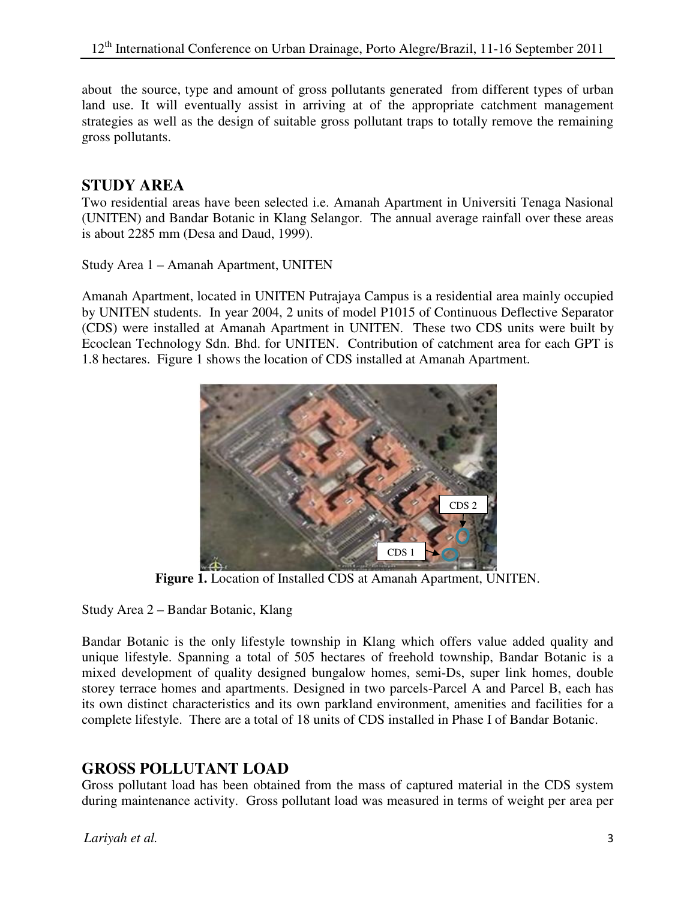about the source, type and amount of gross pollutants generated from different types of urban land use. It will eventually assist in arriving at of the appropriate catchment management strategies as well as the design of suitable gross pollutant traps to totally remove the remaining gross pollutants.

## STUDY AREA

Two residential areas have been selected i.e. Amanah Apartment in Universiti Tenaga Nasional (UNITEN) and Bandar Botanic in Klang Selangor. The annual average rainfall over these areas is about 2285 mm (Desa and Daud, 1999).

Study Area 1 – Amanah Apartment, UNITEN

Amanah Apartment, located in UNITEN Putrajaya Campus is a residential area mainly occupied by UNITEN students. In year 2004, 2 units of model P1015 of Continuous Deflective Separator (CDS) were installed at Amanah Apartment in UNITEN. These two CDS units were built by Ecoclean Technology Sdn. Bhd. for UNITEN. Contribution of catchment area for each GPT is 1.8 hectares. Figure 1 shows the location of CDS installed at Amanah Apartment.

**Figure 1.** Location of Installed CDS at Amanah Apartment, UNITEN.

Study Area 2 – Bandar Botanic, Klang

Bandar Botanic is the only lifestyle township in Klang which offers value added quality and unique lifestyle. Spanning a total of 505 hectares of freehold township, Bandar Botanic is a mixed development of quality designed bungalow homes, semi-Ds, super link homes, double storey terrace homes and apartments. Designed in two parcels-Parcel A and Parcel B, each has its own distinct characteristics and its own parkland environment, amenities and facilities for a complete lifestyle. There are a total of 18 units of CDS installed in Phase I of Bandar Botanic.

## GROSS POLLUTANT LOAD

Gross pollutant load has been obtained from the mass of captured material in the CDS system during maintenance activity. Gross pollutant load was measured in terms of weight per area per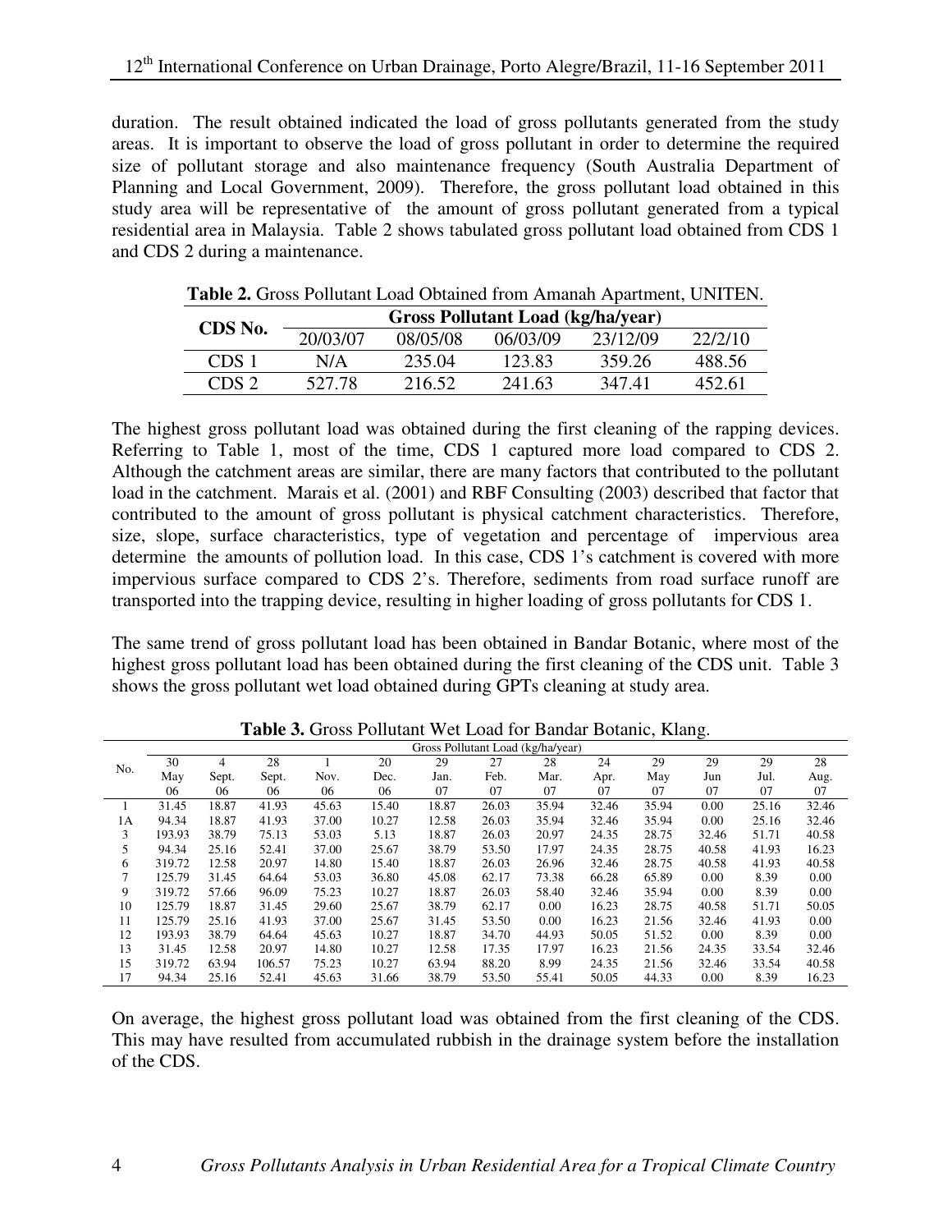duration. The result obtained indicated the load of gross pollutants generated from the study areas. It is important to observe the load of gross pollutant in order to determine the required size of pollutant storage and also maintenance frequency (South Australia Department of Planning and Local Government, 2009). Therefore, the gross pollutant load obtained in this study area will be representative of the amount of gross pollutant generated from a typical residential area in Malaysia. Table 2 shows tabulated gross pollutant load obtained from CDS 1 and CDS 2 during a maintenance.

**Table 2.** Gross Pollutant Load Obtained from Amanah Apartment, UNITEN.

| CDS No. | Gross Pollutant Load (kg/ha/year) | | | | |
|---|---|---|---|---|---|
| | 20/03/07 | 08/05/08 | 06/03/09 | 23/12/09 | 22/2/10 |
| CDS 1 | N/A | 235.04 | 123.83 | 359.26 | 488.56 |
| CDS 2 | 527.78 | 216.52 | 241.63 | 347.41 | 452.61 |

The highest gross pollutant load was obtained during the first cleaning of the rapping devices. Referring to Table 1, most of the time, CDS 1 captured more load compared to CDS 2. Although the catchment areas are similar, there are many factors that contributed to the pollutant load in the catchment. Marais et al. (2001) and RBF Consulting (2003) described that factor that contributed to the amount of gross pollutant is physical catchment characteristics. Therefore, size, slope, surface characteristics, type of vegetation and percentage of impervious area determine the amounts of pollution load. In this case, CDS 1's catchment is covered with more impervious surface compared to CDS 2's. Therefore, sediments from road surface runoff are transported into the trapping device, resulting in higher loading of gross pollutants for CDS 1.

The same trend of gross pollutant load has been obtained in Bandar Botanic, where most of the highest gross pollutant load has been obtained during the first cleaning of the CDS unit. Table 3 shows the gross pollutant wet load obtained during GPTs cleaning at study area.

**Table 3.** Gross Pollutant Wet Load for Bandar Botanic, Klang.

| No. | Gross Pollutant Load (kg/ha/year) | | | | | | | | | | | | |
|---|---|---|---|---|---|---|---|---|---|---|---|---|---|
| | 30 May 06 | 4 Sept. 06 | 28 Sept. 06 | 1 Nov. 06 | 20 Dec. 06 | 29 Jan. 07 | 27 Feb. 07 | 28 Mar. 07 | 24 Apr. 07 | 29 May 07 | 29 Jun 07 | 29 Jul. 07 | 28 Aug. 07 |
| 1 | 31.45 | 18.87 | 41.93 | 45.63 | 15.40 | 18.87 | 26.03 | 35.94 | 32.46 | 35.94 | 0.00 | 25.16 | 32.46 |
| 1A | 94.34 | 18.87 | 41.93 | 37.00 | 10.27 | 12.58 | 26.03 | 35.94 | 32.46 | 35.94 | 0.00 | 25.16 | 32.46 |
| 3 | 193.93 | 38.79 | 75.13 | 53.03 | 5.13 | 18.87 | 26.03 | 20.97 | 24.35 | 28.75 | 32.46 | 51.71 | 40.58 |
| 5 | 94.34 | 25.16 | 52.41 | 37.00 | 25.67 | 38.79 | 53.50 | 17.97 | 24.35 | 28.75 | 40.58 | 41.93 | 16.23 |
| 6 | 319.72 | 12.58 | 20.97 | 14.80 | 15.40 | 18.87 | 26.03 | 26.96 | 32.46 | 28.75 | 40.58 | 41.93 | 40.58 |
| 7 | 125.79 | 31.45 | 64.64 | 53.03 | 36.80 | 45.08 | 62.17 | 73.38 | 66.28 | 65.89 | 0.00 | 8.39 | 0.00 |
| 9 | 319.72 | 57.66 | 96.09 | 75.23 | 10.27 | 18.87 | 26.03 | 58.40 | 32.46 | 35.94 | 0.00 | 8.39 | 0.00 |
| 10 | 125.79 | 18.87 | 31.45 | 29.60 | 25.67 | 38.79 | 62.17 | 0.00 | 16.23 | 28.75 | 40.58 | 51.71 | 50.05 |
| 11 | 125.79 | 25.16 | 41.93 | 37.00 | 25.67 | 31.45 | 53.50 | 0.00 | 16.23 | 21.56 | 32.46 | 41.93 | 0.00 |
| 12 | 193.93 | 38.79 | 64.64 | 45.63 | 10.27 | 18.87 | 34.70 | 44.93 | 50.05 | 51.52 | 0.00 | 8.39 | 0.00 |
| 13 | 31.45 | 12.58 | 20.97 | 14.80 | 10.27 | 12.58 | 17.35 | 17.97 | 16.23 | 21.56 | 24.35 | 33.54 | 32.46 |
| 15 | 319.72 | 63.94 | 106.57 | 75.23 | 10.27 | 63.94 | 88.20 | 8.99 | 24.35 | 21.56 | 32.46 | 33.54 | 40.58 |
| 17 | 94.34 | 25.16 | 52.41 | 45.63 | 31.66 | 38.79 | 53.50 | 55.41 | 50.05 | 44.33 | 0.00 | 8.39 | 16.23 |

On average, the highest gross pollutant load was obtained from the first cleaning of the CDS. This may have resulted from accumulated rubbish in the drainage system before the installation of the CDS.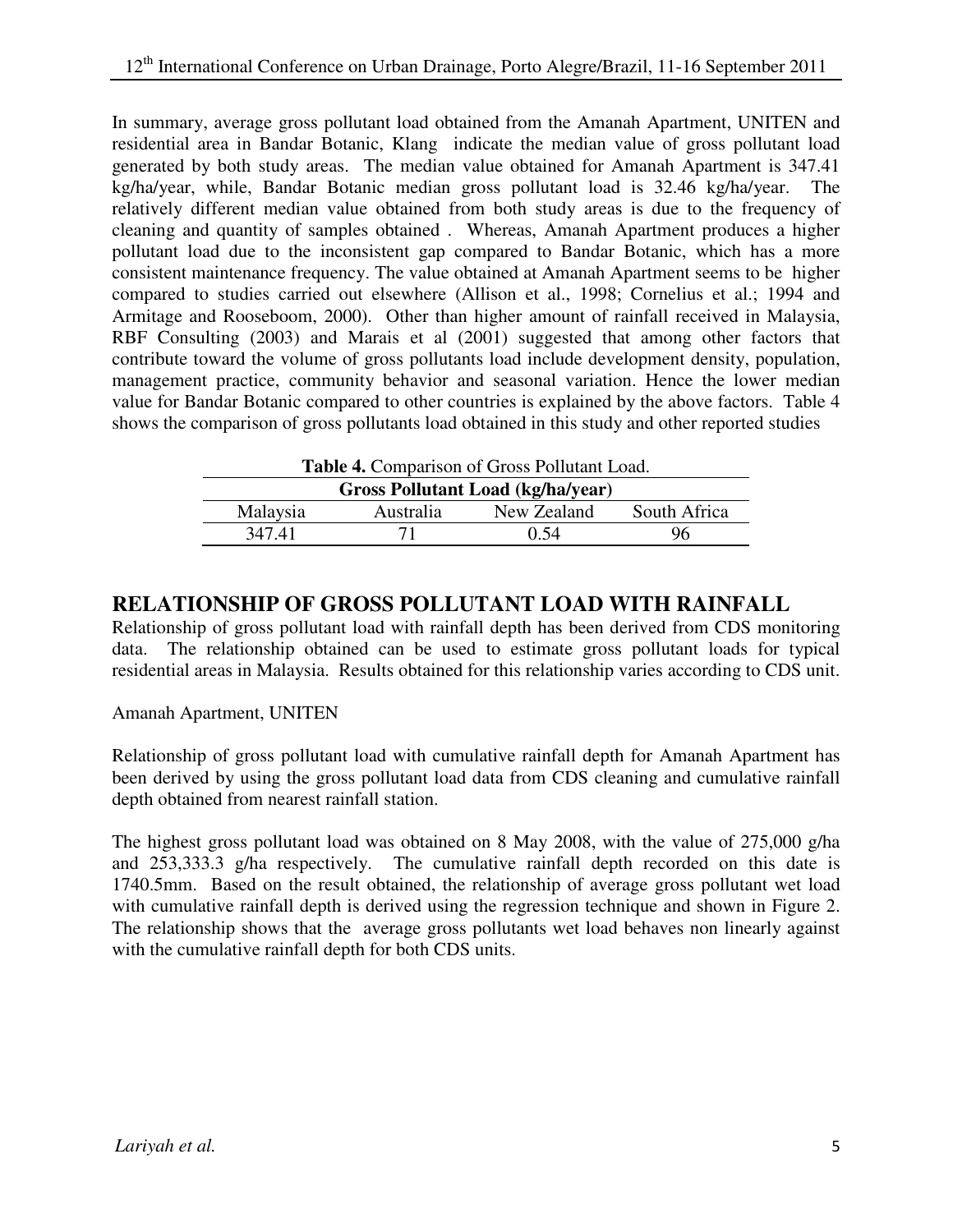In summary, average gross pollutant load obtained from the Amanah Apartment, UNITEN and residential area in Bandar Botanic, Klang indicate the median value of gross pollutant load generated by both study areas. The median value obtained for Amanah Apartment is 347.41 kg/ha/year, while, Bandar Botanic median gross pollutant load is 32.46 kg/ha/year. The relatively different median value obtained from both study areas is due to the frequency of cleaning and quantity of samples obtained . Whereas, Amanah Apartment produces a higher pollutant load due to the inconsistent gap compared to Bandar Botanic, which has a more consistent maintenance frequency. The value obtained at Amanah Apartment seems to be higher compared to studies carried out elsewhere (Allison et al., 1998; Cornelius et al.; 1994 and Armitage and Rooseboom, 2000). Other than higher amount of rainfall received in Malaysia, RBF Consulting (2003) and Marais et al (2001) suggested that among other factors that contribute toward the volume of gross pollutants load include development density, population, management practice, community behavior and seasonal variation. Hence the lower median value for Bandar Botanic compared to other countries is explained by the above factors. Table 4 shows the comparison of gross pollutants load obtained in this study and other reported studies

**Table 4.** Comparison of Gross Pollutant Load.

| **Gross Pollutant Load (kg/ha/year)** | | | |
|---|---|---|---|
| Malaysia | Australia | New Zealand | South Africa |
| 347.41 | 71 | 0.54 | 96 |

## RELATIONSHIP OF GROSS POLLUTANT LOAD WITH RAINFALL

Relationship of gross pollutant load with rainfall depth has been derived from CDS monitoring data. The relationship obtained can be used to estimate gross pollutant loads for typical residential areas in Malaysia. Results obtained for this relationship varies according to CDS unit.

Amanah Apartment, UNITEN

Relationship of gross pollutant load with cumulative rainfall depth for Amanah Apartment has been derived by using the gross pollutant load data from CDS cleaning and cumulative rainfall depth obtained from nearest rainfall station.

The highest gross pollutant load was obtained on 8 May 2008, with the value of 275,000 g/ha and 253,333.3 g/ha respectively. The cumulative rainfall depth recorded on this date is 1740.5mm. Based on the result obtained, the relationship of average gross pollutant wet load with cumulative rainfall depth is derived using the regression technique and shown in Figure 2. The relationship shows that the average gross pollutants wet load behaves non linearly against with the cumulative rainfall depth for both CDS units.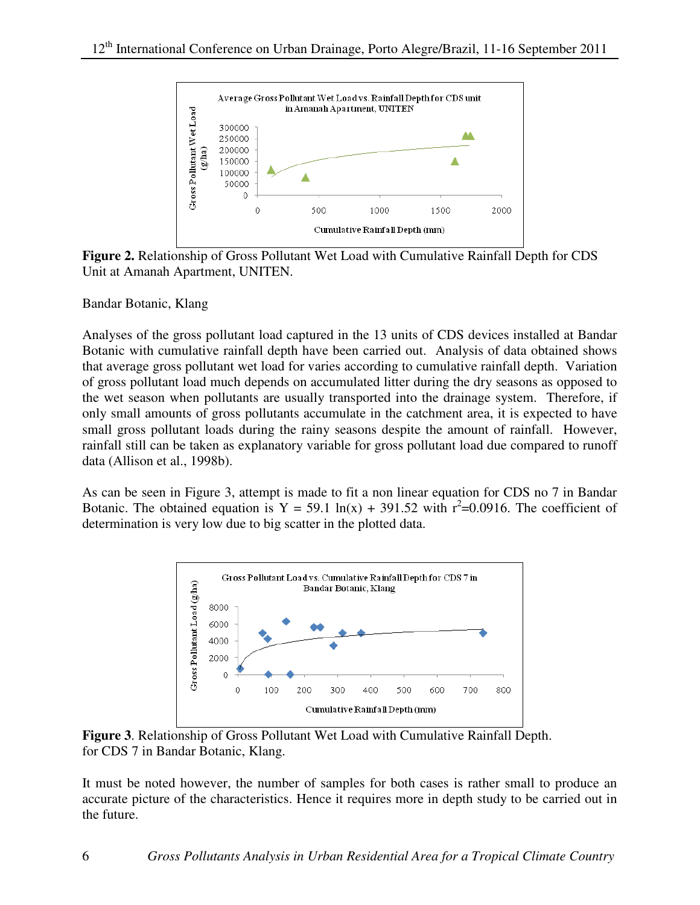Figure 2. Relationship of Gross Pollutant Wet Load with Cumulative Rainfall Depth for CDS Unit at Amanah Apartment, UNITEN.

Bandar Botanic, Klang

Analyses of the gross pollutant load captured in the 13 units of CDS devices installed at Bandar Botanic with cumulative rainfall depth have been carried out. Analysis of data obtained shows that average gross pollutant wet load for varies according to cumulative rainfall depth. Variation of gross pollutant load much depends on accumulated litter during the dry seasons as opposed to the wet season when pollutants are usually transported into the drainage system. Therefore, if only small amounts of gross pollutants accumulate in the catchment area, it is expected to have small gross pollutant loads during the rainy seasons despite the amount of rainfall. However, rainfall still can be taken as explanatory variable for gross pollutant load due compared to runoff data (Allison et al., 1998b).

As can be seen in Figure 3, attempt is made to fit a non linear equation for CDS no 7 in Bandar Botanic. The obtained equation is $Y = 59.1 \ln(x) + 391.52$ with $r^2=0.0916$. The coefficient of determination is very low due to big scatter in the plotted data.

**Figure 3**. Relationship of Gross Pollutant Wet Load with Cumulative Rainfall Depth. for CDS 7 in Bandar Botanic, Klang.

It must be noted however, the number of samples for both cases is rather small to produce an accurate picture of the characteristics. Hence it requires more in depth study to be carried out in the future.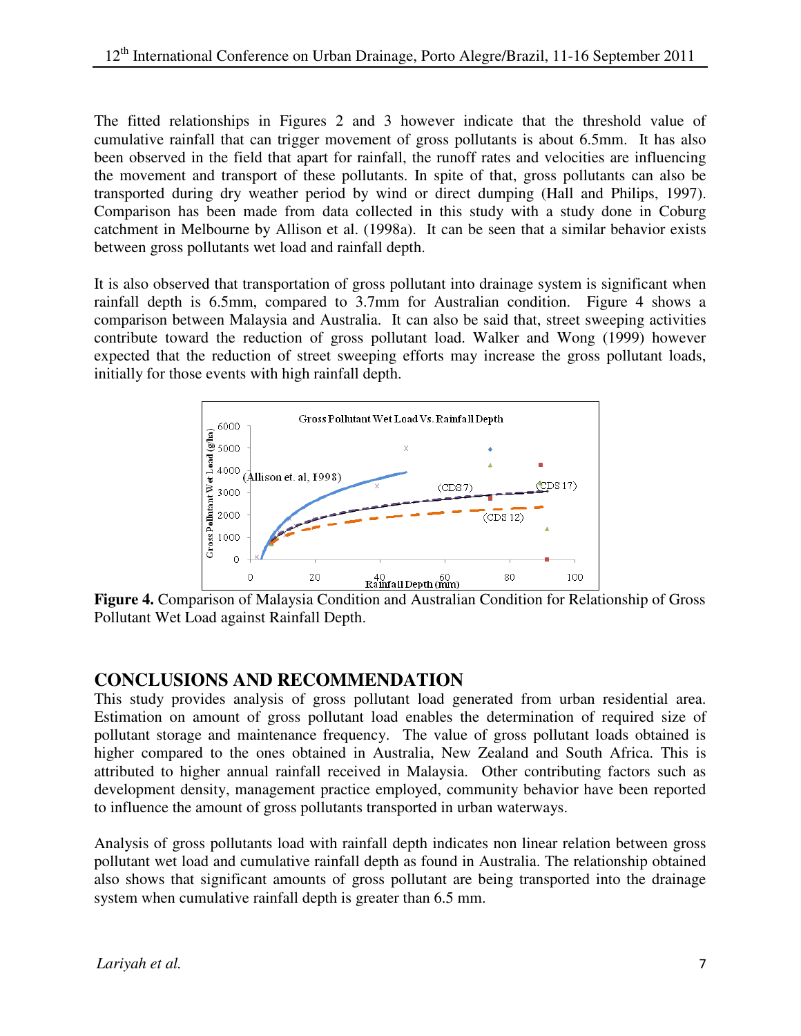The fitted relationships in Figures 2 and 3 however indicate that the threshold value of cumulative rainfall that can trigger movement of gross pollutants is about 6.5mm. It has also been observed in the field that apart for rainfall, the runoff rates and velocities are influencing the movement and transport of these pollutants. In spite of that, gross pollutants can also be transported during dry weather period by wind or direct dumping (Hall and Philips, 1997). Comparison has been made from data collected in this study with a study done in Coburg catchment in Melbourne by Allison et al. (1998a). It can be seen that a similar behavior exists between gross pollutants wet load and rainfall depth.

It is also observed that transportation of gross pollutant into drainage system is significant when rainfall depth is 6.5mm, compared to 3.7mm for Australian condition. Figure 4 shows a comparison between Malaysia and Australia. It can also be said that, street sweeping activities contribute toward the reduction of gross pollutant load. Walker and Wong (1999) however expected that the reduction of street sweeping efforts may increase the gross pollutant loads, initially for those events with high rainfall depth.

**Figure 4.** Comparison of Malaysia Condition and Australian Condition for Relationship of Gross Pollutant Wet Load against Rainfall Depth.

## CONCLUSIONS AND RECOMMENDATION

This study provides analysis of gross pollutant load generated from urban residential area. Estimation on amount of gross pollutant load enables the determination of required size of pollutant storage and maintenance frequency. The value of gross pollutant loads obtained is higher compared to the ones obtained in Australia, New Zealand and South Africa. This is attributed to higher annual rainfall received in Malaysia. Other contributing factors such as development density, management practice employed, community behavior have been reported to influence the amount of gross pollutants transported in urban waterways.

Analysis of gross pollutants load with rainfall depth indicates non linear relation between gross pollutant wet load and cumulative rainfall depth as found in Australia. The relationship obtained also shows that significant amounts of gross pollutant are being transported into the drainage system when cumulative rainfall depth is greater than 6.5 mm.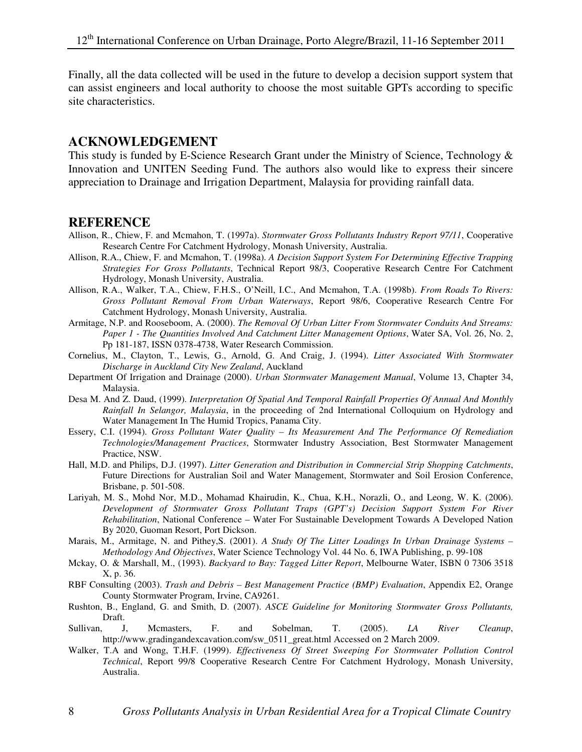Finally, all the data collected will be used in the future to develop a decision support system that can assist engineers and local authority to choose the most suitable GPTs according to specific site characteristics.

## ACKNOWLEDGEMENT

This study is funded by E-Science Research Grant under the Ministry of Science, Technology & Innovation and UNITEN Seeding Fund. The authors also would like to express their sincere appreciation to Drainage and Irrigation Department, Malaysia for providing rainfall data.

## REFERENCE

Allison, R., Chiew, F. and Mcmahon, T. (1997a). *Stormwater Gross Pollutants Industry Report 97/11*, Cooperative Research Centre For Catchment Hydrology, Monash University, Australia.

Allison, R.A., Chiew, F. and Mcmahon, T. (1998a). *A Decision Support System For Determining Effective Trapping Strategies For Gross Pollutants*, Technical Report 98/3, Cooperative Research Centre For Catchment Hydrology, Monash University, Australia.

Allison, R.A., Walker, T.A., Chiew, F.H.S., O'Neill, I.C., And Mcmahon, T.A. (1998b). *From Roads To Rivers: Gross Pollutant Removal From Urban Waterways*, Report 98/6, Cooperative Research Centre For Catchment Hydrology, Monash University, Australia.

Armitage, N.P. and Rooseboom, A. (2000). *The Removal Of Urban Litter From Stormwater Conduits And Streams: Paper 1 - The Quantities Involved And Catchment Litter Management Options*, Water SA, Vol. 26, No. 2, Pp 181-187, ISSN 0378-4738, Water Research Commission.

Cornelius, M., Clayton, T., Lewis, G., Arnold, G. And Craig, J. (1994). *Litter Associated With Stormwater Discharge in Auckland City New Zealand*, Auckland

Department Of Irrigation and Drainage (2000). *Urban Stormwater Management Manual*, Volume 13, Chapter 34, Malaysia.

Desa M. And Z. Daud, (1999). *Interpretation Of Spatial And Temporal Rainfall Properties Of Annual And Monthly Rainfall In Selangor, Malaysia*, in the proceeding of 2nd International Colloquium on Hydrology and Water Management In The Humid Tropics, Panama City.

Essery, C.I. (1994). *Gross Pollutant Water Quality – Its Measurement And The Performance Of Remediation Technologies/Management Practices*, Stormwater Industry Association, Best Stormwater Management Practice, NSW.

Hall, M.D. and Philips, D.J. (1997). *Litter Generation and Distribution in Commercial Strip Shopping Catchments*, Future Directions for Australian Soil and Water Management, Stormwater and Soil Erosion Conference, Brisbane, p. 501-508.

Lariyah, M. S., Mohd Nor, M.D., Mohamad Khairudin, K., Chua, K.H., Norazli, O., and Leong, W. K. (2006). *Development of Stormwater Gross Pollutant Traps (GPT's) Decision Support System For River Rehabilitation*, National Conference – Water For Sustainable Development Towards A Developed Nation By 2020, Guoman Resort, Port Dickson.

Marais, M., Armitage, N. and Pithey,S. (2001). *A Study Of The Litter Loadings In Urban Drainage Systems – Methodology And Objectives*, Water Science Technology Vol. 44 No. 6, IWA Publishing, p. 99-108

Mckay, O. & Marshall, M., (1993). *Backyard to Bay: Tagged Litter Report*, Melbourne Water, ISBN 0 7306 3518 X, p. 36.

RBF Consulting (2003). *Trash and Debris – Best Management Practice (BMP) Evaluation*, Appendix E2, Orange County Stormwater Program, Irvine, CA9261.

Rushton, B., England, G. and Smith, D. (2007). *ASCE Guideline for Monitoring Stormwater Gross Pollutants,* Draft.

Sullivan, J, Mcmasters, F. and Sobelman, T. (2005). *LA River Cleanup*, http://www.gradingandexcavation.com/sw_0511_great.html Accessed on 2 March 2009.

Walker, T.A and Wong, T.H.F. (1999). *Effectiveness Of Street Sweeping For Stormwater Pollution Control Technical*, Report 99/8 Cooperative Research Centre For Catchment Hydrology, Monash University, Australia.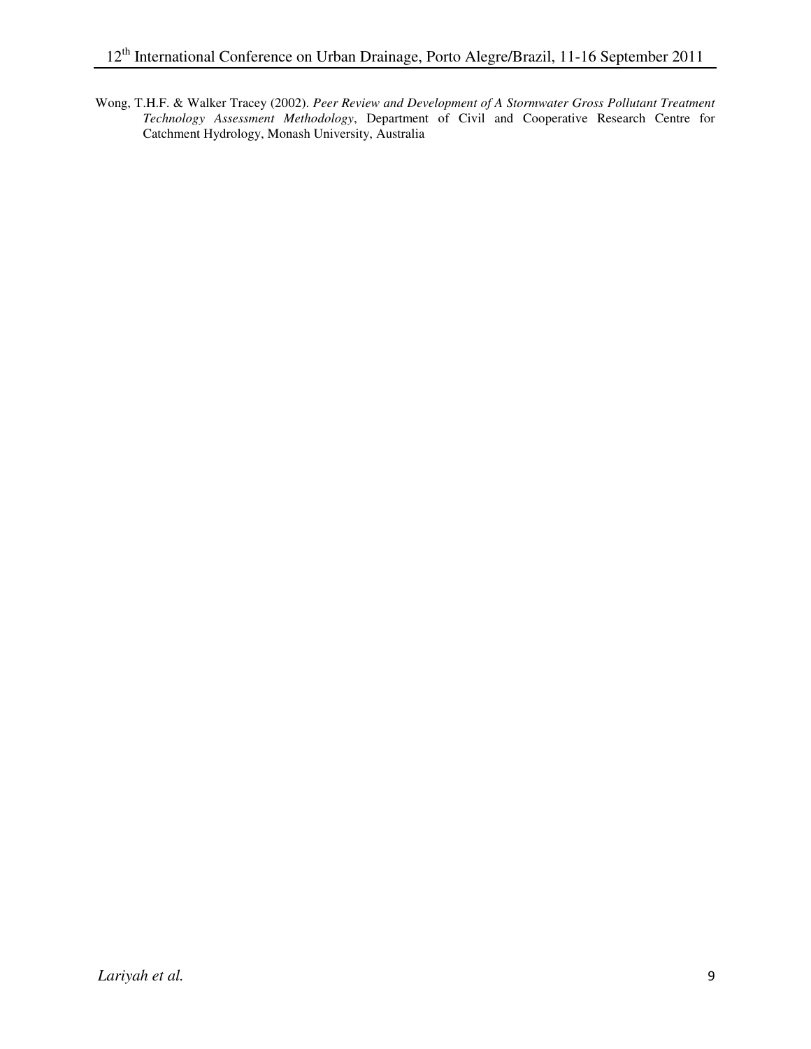Wong, T.H.F. & Walker Tracey (2002). *Peer Review and Development of A Stormwater Gross Pollutant Treatment Technology Assessment Methodology*, Department of Civil and Cooperative Research Centre for Catchment Hydrology, Monash University, Australia